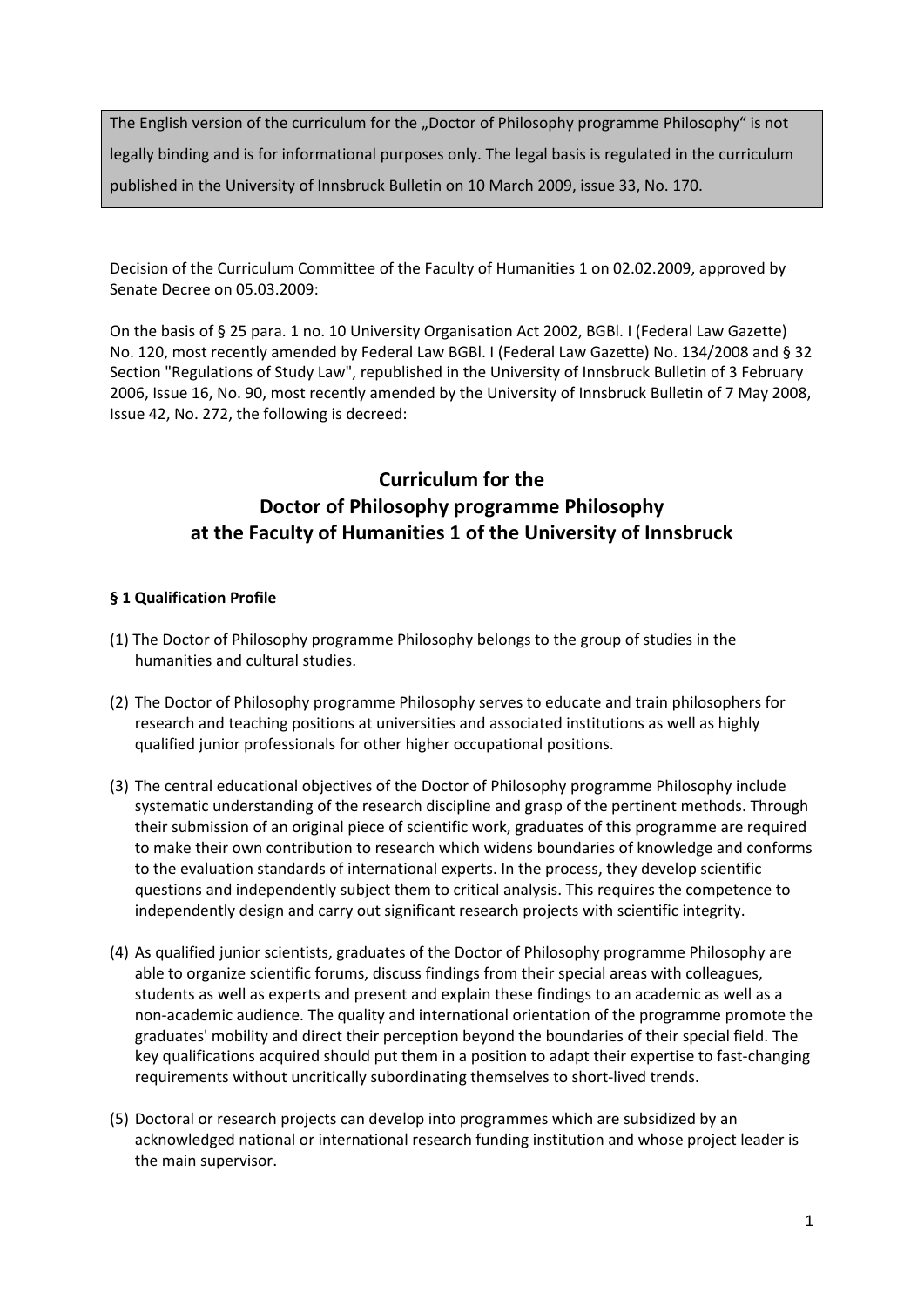The English version of the curriculum for the „Doctor of Philosophy programme Philosophy" is not legally binding and is for informational purposes only. The legal basis is regulated in the curriculum published in the University of Innsbruck Bulletin on 10 March 2009, issue 33, No. 170.

Decision of the Curriculum Committee of the Faculty of Humanities 1 on 02.02.2009, approved by Senate Decree on 05.03.2009:

On the basis of § 25 para. 1 no. 10 University Organisation Act 2002, BGBl. I (Federal Law Gazette) No. 120, most recently amended by Federal Law BGBl. I (Federal Law Gazette) No. 134/2008 and § 32 Section "Regulations of Study Law", republished in the University of Innsbruck Bulletin of 3 February 2006, Issue 16, No. 90, most recently amended by the University of Innsbruck Bulletin of 7 May 2008, Issue 42, No. 272, the following is decreed:

# Curriculum for the Doctor of Philosophy programme Philosophy at the Faculty of Humanities 1 of the University of Innsbruck

### § 1 Qualification Profile

(1) The Doctor of Philosophy programme Philosophy belongs to the group of studies in the humanities and cultural studies.

(2) The Doctor of Philosophy programme Philosophy serves to educate and train philosophers for research and teaching positions at universities and associated institutions as well as highly qualified junior professionals for other higher occupational positions.

(3) The central educational objectives of the Doctor of Philosophy programme Philosophy include systematic understanding of the research discipline and grasp of the pertinent methods. Through their submission of an original piece of scientific work, graduates of this programme are required to make their own contribution to research which widens boundaries of knowledge and conforms to the evaluation standards of international experts. In the process, they develop scientific questions and independently subject them to critical analysis. This requires the competence to independently design and carry out significant research projects with scientific integrity.

(4) As qualified junior scientists, graduates of the Doctor of Philosophy programme Philosophy are able to organize scientific forums, discuss findings from their special areas with colleagues, students as well as experts and present and explain these findings to an academic as well as a non-academic audience. The quality and international orientation of the programme promote the graduates' mobility and direct their perception beyond the boundaries of their special field. The key qualifications acquired should put them in a position to adapt their expertise to fast-changing requirements without uncritically subordinating themselves to short-lived trends.

(5) Doctoral or research projects can develop into programmes which are subsidized by an acknowledged national or international research funding institution and whose project leader is the main supervisor.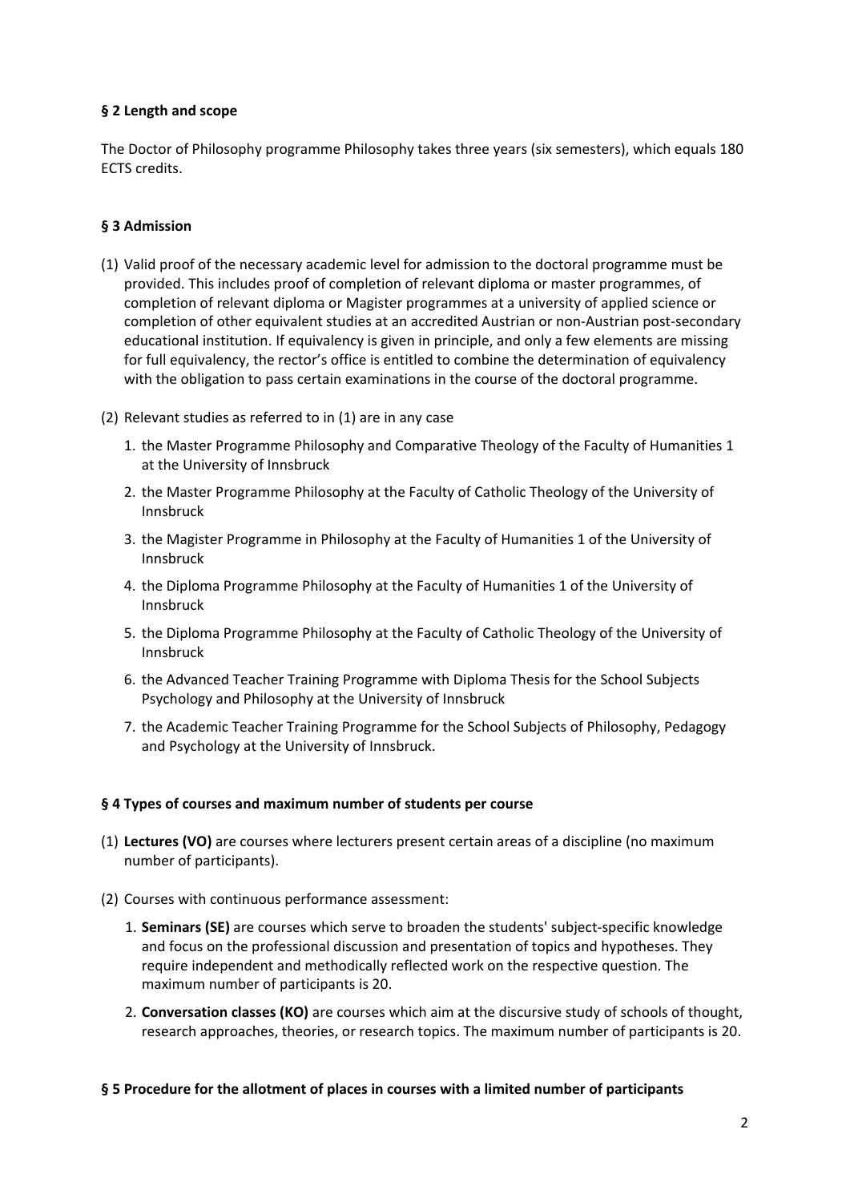### § 2 Length and scope

The Doctor of Philosophy programme Philosophy takes three years (six semesters), which equals 180 ECTS credits.

### § 3 Admission

(1) Valid proof of the necessary academic level for admission to the doctoral programme must be provided. This includes proof of completion of relevant diploma or master programmes, of completion of relevant diploma or Magister programmes at a university of applied science or completion of other equivalent studies at an accredited Austrian or non-Austrian post-secondary educational institution. If equivalency is given in principle, and only a few elements are missing for full equivalency, the rector's office is entitled to combine the determination of equivalency with the obligation to pass certain examinations in the course of the doctoral programme.

(2) Relevant studies as referred to in (1) are in any case

1. the Master Programme Philosophy and Comparative Theology of the Faculty of Humanities 1 at the University of Innsbruck
2. the Master Programme Philosophy at the Faculty of Catholic Theology of the University of Innsbruck
3. the Magister Programme in Philosophy at the Faculty of Humanities 1 of the University of Innsbruck
4. the Diploma Programme Philosophy at the Faculty of Humanities 1 of the University of Innsbruck
5. the Diploma Programme Philosophy at the Faculty of Catholic Theology of the University of Innsbruck
6. the Advanced Teacher Training Programme with Diploma Thesis for the School Subjects Psychology and Philosophy at the University of Innsbruck
7. the Academic Teacher Training Programme for the School Subjects of Philosophy, Pedagogy and Psychology at the University of Innsbruck.

### § 4 Types of courses and maximum number of students per course

(1) **Lectures (VO)** are courses where lecturers present certain areas of a discipline (no maximum number of participants).

(2) Courses with continuous performance assessment:

1. **Seminars (SE)** are courses which serve to broaden the students' subject-specific knowledge and focus on the professional discussion and presentation of topics and hypotheses. They require independent and methodically reflected work on the respective question. The maximum number of participants is 20.
2. **Conversation classes (KO)** are courses which aim at the discursive study of schools of thought, research approaches, theories, or research topics. The maximum number of participants is 20.

### § 5 Procedure for the allotment of places in courses with a limited number of participants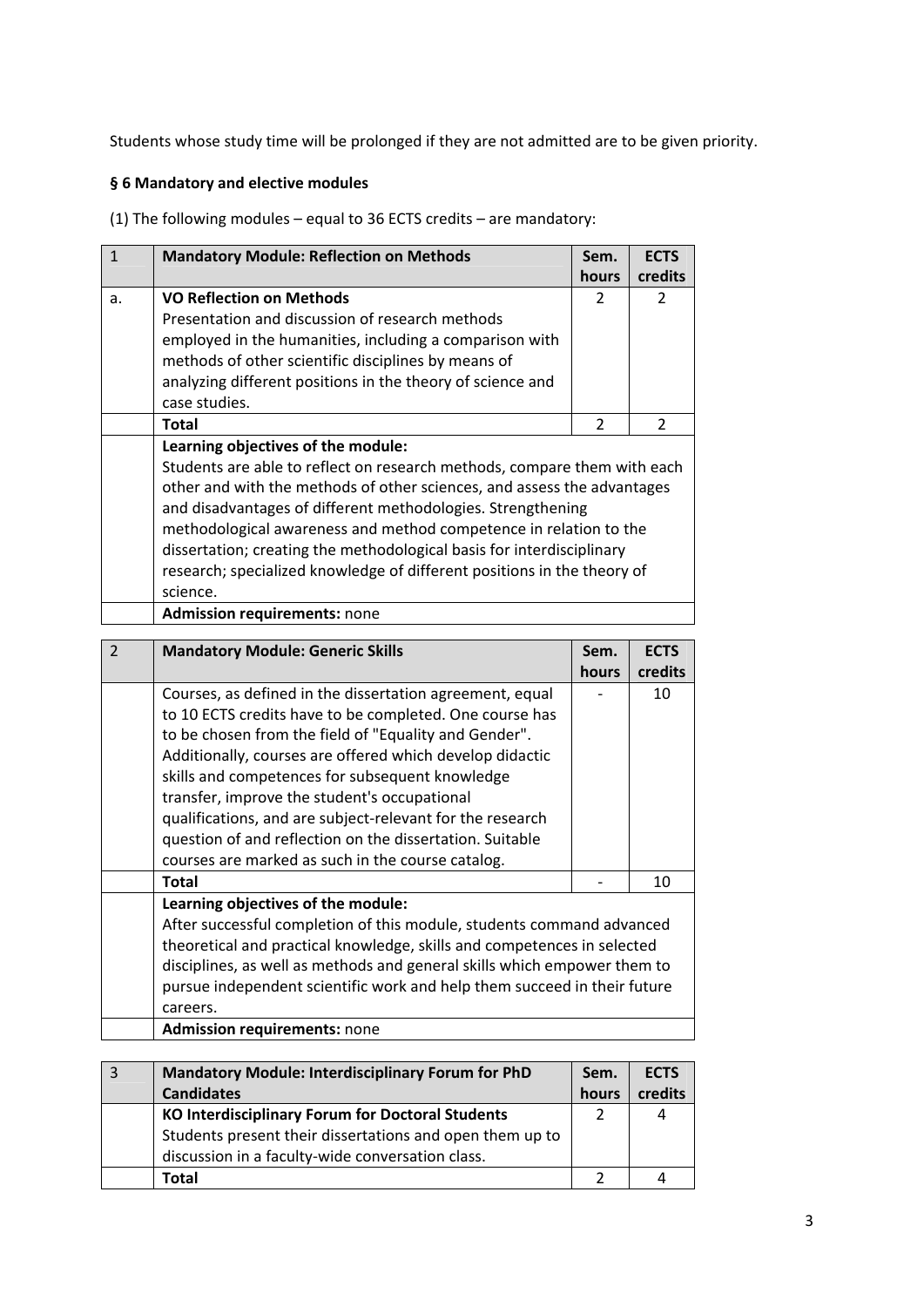Students whose study time will be prolonged if they are not admitted are to be given priority.

### § 6 Mandatory and elective modules

(1) The following modules – equal to 36 ECTS credits – are mandatory:

| 1 | **Mandatory Module: Reflection on Methods** | **Sem. hours** | **ECTS credits** |
|---|---|---|---|
| a. | **VO Reflection on Methods**<br>Presentation and discussion of research methods employed in the humanities, including a comparison with methods of other scientific disciplines by means of analyzing different positions in the theory of science and case studies. | 2 | 2 |
| | **Total** | 2 | 2 |
| | **Learning objectives of the module:**<br>Students are able to reflect on research methods, compare them with each other and with the methods of other sciences, and assess the advantages and disadvantages of different methodologies. Strengthening methodological awareness and method competence in relation to the dissertation; creating the methodological basis for interdisciplinary research; specialized knowledge of different positions in the theory of science. | | |
| | **Admission requirements:** none | | |

| 2 | **Mandatory Module: Generic Skills** | **Sem. hours** | **ECTS credits** |
|---|---|---|---|
| | Courses, as defined in the dissertation agreement, equal to 10 ECTS credits have to be completed. One course has to be chosen from the field of "Equality and Gender". Additionally, courses are offered which develop didactic skills and competences for subsequent knowledge transfer, improve the student's occupational qualifications, and are subject-relevant for the research question of and reflection on the dissertation. Suitable courses are marked as such in the course catalog. | - | 10 |
| | **Total** | - | 10 |
| | **Learning objectives of the module:**<br>After successful completion of this module, students command advanced theoretical and practical knowledge, skills and competences in selected disciplines, as well as methods and general skills which empower them to pursue independent scientific work and help them succeed in their future careers. | | |
| | **Admission requirements:** none | | |

| 3 | **Mandatory Module: Interdisciplinary Forum for PhD Candidates** | **Sem. hours** | **ECTS credits** |
|---|---|---|---|
| | **KO Interdisciplinary Forum for Doctoral Students**<br>Students present their dissertations and open them up to discussion in a faculty-wide conversation class. | 2 | 4 |
| | **Total** | 2 | 4 |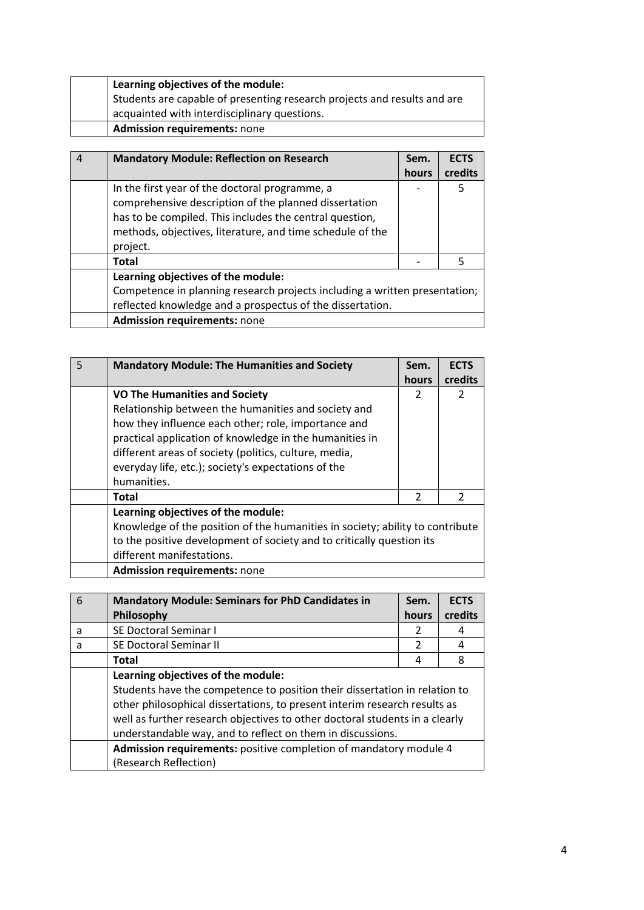| | | | |
|---|---|---|---|
| | **Learning objectives of the module:** Students are capable of presenting research projects and results and are acquainted with interdisciplinary questions. | | |
| | **Admission requirements:** none | | |

| 4 | **Mandatory Module: Reflection on Research** | **Sem. hours** | **ECTS credits** |
|---|---|---|---|
| | In the first year of the doctoral programme, a comprehensive description of the planned dissertation has to be compiled. This includes the central question, methods, objectives, literature, and time schedule of the project. | - | 5 |
| | **Total** | - | 5 |
| | **Learning objectives of the module:** Competence in planning research projects including a written presentation; reflected knowledge and a prospectus of the dissertation. | | |
| | **Admission requirements:** none | | |

| 5 | **Mandatory Module: The Humanities and Society** | **Sem. hours** | **ECTS credits** |
|---|---|---|---|
| | **VO The Humanities and Society** Relationship between the humanities and society and how they influence each other; role, importance and practical application of knowledge in the humanities in different areas of society (politics, culture, media, everyday life, etc.); society's expectations of the humanities. | 2 | 2 |
| | **Total** | 2 | 2 |
| | **Learning objectives of the module:** Knowledge of the position of the humanities in society; ability to contribute to the positive development of society and to critically question its different manifestations. | | |
| | **Admission requirements:** none | | |

| 6 | **Mandatory Module: Seminars for PhD Candidates in Philosophy** | **Sem. hours** | **ECTS credits** |
|---|---|---|---|
| a | SE Doctoral Seminar I | 2 | 4 |
| a | SE Doctoral Seminar II | 2 | 4 |
| | **Total** | 4 | 8 |
| | **Learning objectives of the module:** Students have the competence to position their dissertation in relation to other philosophical dissertations, to present interim research results as well as further research objectives to other doctoral students in a clearly understandable way, and to reflect on them in discussions. | | |
| | **Admission requirements:** positive completion of mandatory module 4 (Research Reflection) | | |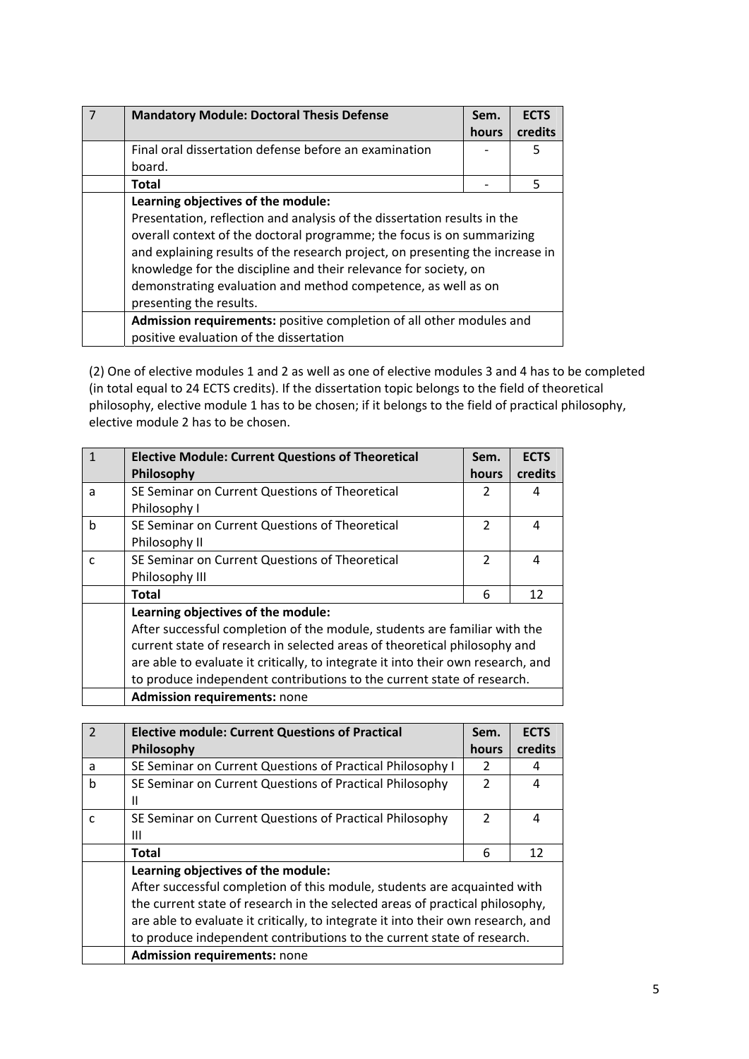| 7 | **Mandatory Module: Doctoral Thesis Defense** | **Sem. hours** | **ECTS credits** |
|---|---|---|---|
| | Final oral dissertation defense before an examination board. | - | 5 |
| | **Total** | - | 5 |
| | **Learning objectives of the module:** Presentation, reflection and analysis of the dissertation results in the overall context of the doctoral programme; the focus is on summarizing and explaining results of the research project, on presenting the increase in knowledge for the discipline and their relevance for society, on demonstrating evaluation and method competence, as well as on presenting the results. | | |
| | **Admission requirements:** positive completion of all other modules and positive evaluation of the dissertation | | |

(2) One of elective modules 1 and 2 as well as one of elective modules 3 and 4 has to be completed (in total equal to 24 ECTS credits). If the dissertation topic belongs to the field of theoretical philosophy, elective module 1 has to be chosen; if it belongs to the field of practical philosophy, elective module 2 has to be chosen.

| 1 | **Elective Module: Current Questions of Theoretical Philosophy** | **Sem. hours** | **ECTS credits** |
|---|---|---|---|
| a | SE Seminar on Current Questions of Theoretical Philosophy I | 2 | 4 |
| b | SE Seminar on Current Questions of Theoretical Philosophy II | 2 | 4 |
| c | SE Seminar on Current Questions of Theoretical Philosophy III | 2 | 4 |
| | **Total** | 6 | 12 |
| | **Learning objectives of the module:** After successful completion of the module, students are familiar with the current state of research in selected areas of theoretical philosophy and are able to evaluate it critically, to integrate it into their own research, and to produce independent contributions to the current state of research. | | |
| | **Admission requirements:** none | | |

| 2 | **Elective module: Current Questions of Practical Philosophy** | **Sem. hours** | **ECTS credits** |
|---|---|---|---|
| a | SE Seminar on Current Questions of Practical Philosophy I | 2 | 4 |
| b | SE Seminar on Current Questions of Practical Philosophy II | 2 | 4 |
| c | SE Seminar on Current Questions of Practical Philosophy III | 2 | 4 |
| | **Total** | 6 | 12 |
| | **Learning objectives of the module:** After successful completion of this module, students are acquainted with the current state of research in the selected areas of practical philosophy, are able to evaluate it critically, to integrate it into their own research, and to produce independent contributions to the current state of research. | | |
| | **Admission requirements:** none | | |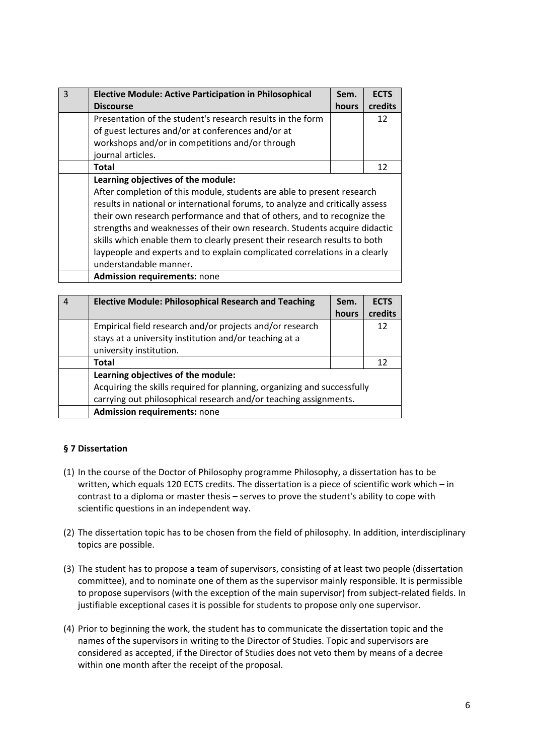| 3 | Elective Module: Active Participation in Philosophical Discourse | Sem. hours | ECTS credits |
|---|---|---|---|
| | Presentation of the student's research results in the form of guest lectures and/or at conferences and/or at workshops and/or in competitions and/or through journal articles. | | 12 |
| | **Total** | | 12 |
| | **Learning objectives of the module:** After completion of this module, students are able to present research results in national or international forums, to analyze and critically assess their own research performance and that of others, and to recognize the strengths and weaknesses of their own research. Students acquire didactic skills which enable them to clearly present their research results to both laypeople and experts and to explain complicated correlations in a clearly understandable manner. | | |
| | **Admission requirements:** none | | |

| 4 | Elective Module: Philosophical Research and Teaching | Sem. hours | ECTS credits |
|---|---|---|---|
| | Empirical field research and/or projects and/or research stays at a university institution and/or teaching at a university institution. | | 12 |
| | **Total** | | 12 |
| | **Learning objectives of the module:** Acquiring the skills required for planning, organizing and successfully carrying out philosophical research and/or teaching assignments. | | |
| | **Admission requirements:** none | | |

### § 7 Dissertation

(1) In the course of the Doctor of Philosophy programme Philosophy, a dissertation has to be written, which equals 120 ECTS credits. The dissertation is a piece of scientific work which – in contrast to a diploma or master thesis – serves to prove the student's ability to cope with scientific questions in an independent way.

(2) The dissertation topic has to be chosen from the field of philosophy. In addition, interdisciplinary topics are possible.

(3) The student has to propose a team of supervisors, consisting of at least two people (dissertation committee), and to nominate one of them as the supervisor mainly responsible. It is permissible to propose supervisors (with the exception of the main supervisor) from subject-related fields. In justifiable exceptional cases it is possible for students to propose only one supervisor.

(4) Prior to beginning the work, the student has to communicate the dissertation topic and the names of the supervisors in writing to the Director of Studies. Topic and supervisors are considered as accepted, if the Director of Studies does not veto them by means of a decree within one month after the receipt of the proposal.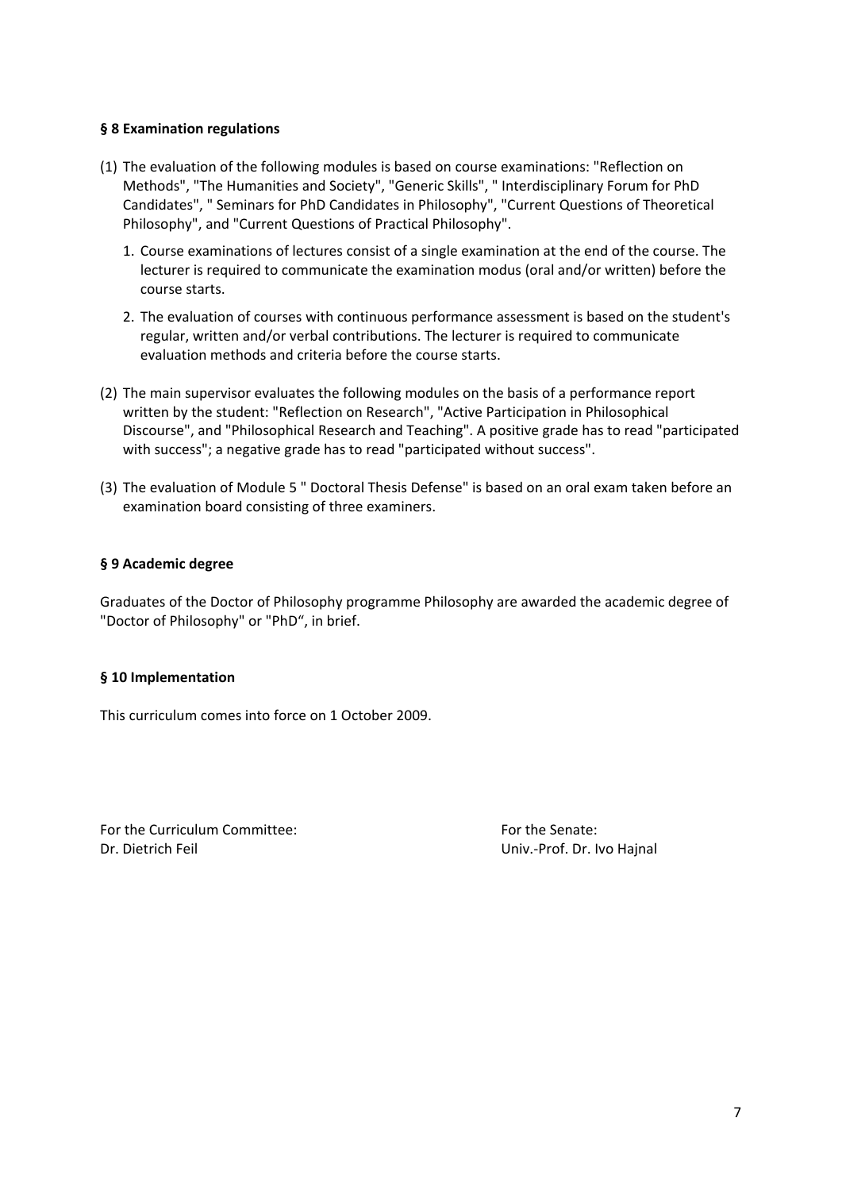## § 8 Examination regulations

(1) The evaluation of the following modules is based on course examinations: "Reflection on Methods", "The Humanities and Society", "Generic Skills", " Interdisciplinary Forum for PhD Candidates", " Seminars for PhD Candidates in Philosophy", "Current Questions of Theoretical Philosophy", and "Current Questions of Practical Philosophy".

1. Course examinations of lectures consist of a single examination at the end of the course. The lecturer is required to communicate the examination modus (oral and/or written) before the course starts.
2. The evaluation of courses with continuous performance assessment is based on the student's regular, written and/or verbal contributions. The lecturer is required to communicate evaluation methods and criteria before the course starts.

(2) The main supervisor evaluates the following modules on the basis of a performance report written by the student: "Reflection on Research", "Active Participation in Philosophical Discourse", and "Philosophical Research and Teaching". A positive grade has to read "participated with success"; a negative grade has to read "participated without success".

(3) The evaluation of Module 5 " Doctoral Thesis Defense" is based on an oral exam taken before an examination board consisting of three examiners.

## § 9 Academic degree

Graduates of the Doctor of Philosophy programme Philosophy are awarded the academic degree of "Doctor of Philosophy" or "PhD“, in brief.

## § 10 Implementation

This curriculum comes into force on 1 October 2009.

For the Curriculum Committee:
Dr. Dietrich Feil

For the Senate:
Univ.-Prof. Dr. Ivo Hajnal